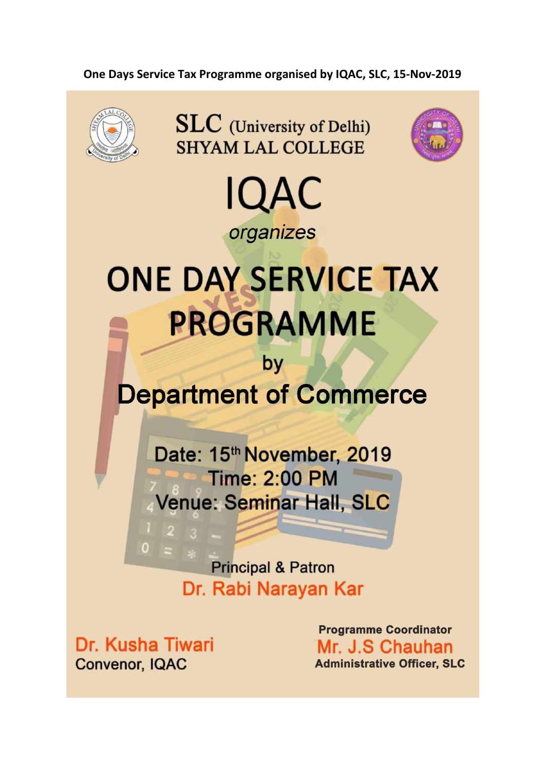**One Days Service Tax Programme organised by IQAC, SLC, 15-Nov-2019**

SLC (University of Delhi)
SHYAM LAL COLLEGE

# IQAC

*organizes*

# ONE DAY SERVICE TAX PROGRAMME

by

## Department of Commerce

Date: 15th November, 2019
Time: 2:00 PM
Venue: Seminar Hall, SLC

Principal & Patron
Dr. Rabi Narayan Kar

Dr. Kusha Tiwari
Convenor, IQAC

**Programme Coordinator**
Mr. J.S Chauhan
**Administrative Officer, SLC**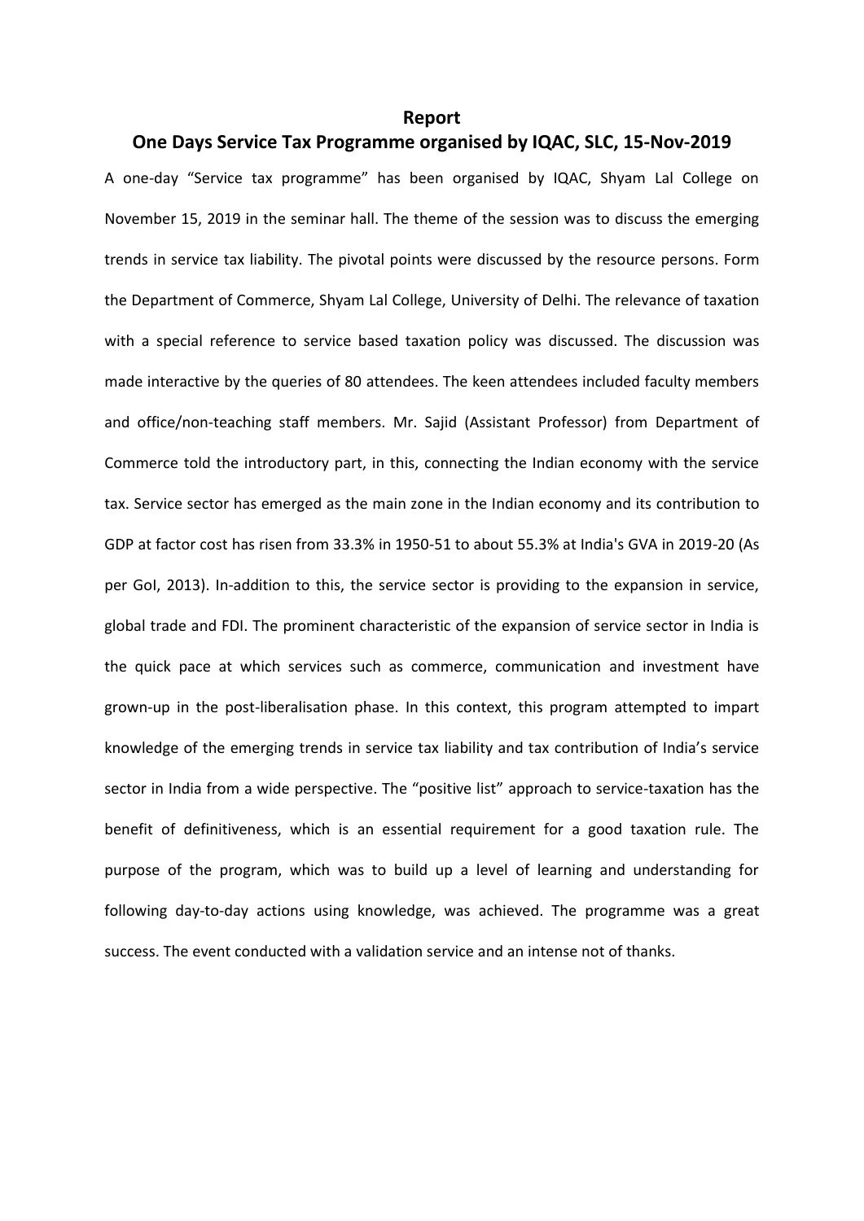**Report**

**One Days Service Tax Programme organised by IQAC, SLC, 15-Nov-2019**

A one-day “Service tax programme” has been organised by IQAC, Shyam Lal College on November 15, 2019 in the seminar hall. The theme of the session was to discuss the emerging trends in service tax liability. The pivotal points were discussed by the resource persons. Form the Department of Commerce, Shyam Lal College, University of Delhi. The relevance of taxation with a special reference to service based taxation policy was discussed. The discussion was made interactive by the queries of 80 attendees. The keen attendees included faculty members and office/non-teaching staff members. Mr. Sajid (Assistant Professor) from Department of Commerce told the introductory part, in this, connecting the Indian economy with the service tax. Service sector has emerged as the main zone in the Indian economy and its contribution to GDP at factor cost has risen from 33.3% in 1950-51 to about 55.3% at India's GVA in 2019-20 (As per GoI, 2013). In-addition to this, the service sector is providing to the expansion in service, global trade and FDI. The prominent characteristic of the expansion of service sector in India is the quick pace at which services such as commerce, communication and investment have grown-up in the post-liberalisation phase. In this context, this program attempted to impart knowledge of the emerging trends in service tax liability and tax contribution of India’s service sector in India from a wide perspective. The “positive list” approach to service-taxation has the benefit of definitiveness, which is an essential requirement for a good taxation rule. The purpose of the program, which was to build up a level of learning and understanding for following day-to-day actions using knowledge, was achieved. The programme was a great success. The event conducted with a validation service and an intense not of thanks.